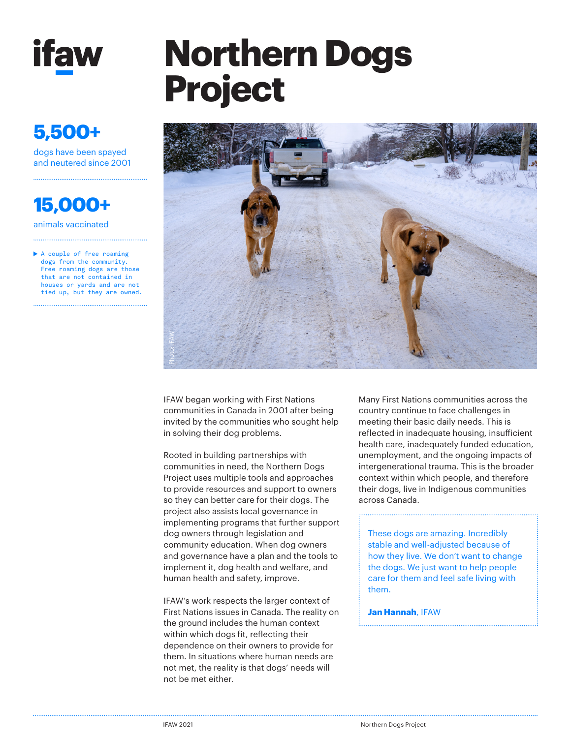ifaw

# Northern Dogs Project

**5,500+**

dogs have been spayed and neutered since 2001

**15,000+**

animals vaccinated

▶ A couple of free roaming dogs from the community. Free roaming dogs are those that are not contained in houses or yards and are not tied up, but they are owned.

Photo: IFAW

IFAW began working with First Nations communities in Canada in 2001 after being invited by the communities who sought help in solving their dog problems.

Rooted in building partnerships with communities in need, the Northern Dogs Project uses multiple tools and approaches to provide resources and support to owners so they can better care for their dogs. The project also assists local governance in implementing programs that further support dog owners through legislation and community education. When dog owners and governance have a plan and the tools to implement it, dog health and welfare, and human health and safety, improve.

IFAW's work respects the larger context of First Nations issues in Canada. The reality on the ground includes the human context within which dogs fit, reflecting their dependence on their owners to provide for them. In situations where human needs are not met, the reality is that dogs' needs will not be met either.

Many First Nations communities across the country continue to face challenges in meeting their basic daily needs. This is reflected in inadequate housing, insufficient health care, inadequately funded education, unemployment, and the ongoing impacts of intergenerational trauma. This is the broader context within which people, and therefore their dogs, live in Indigenous communities across Canada.

> These dogs are amazing. Incredibly stable and well-adjusted because of how they live. We don't want to change the dogs. We just want to help people care for them and feel safe living with them.
>
> **Jan Hannah**, IFAW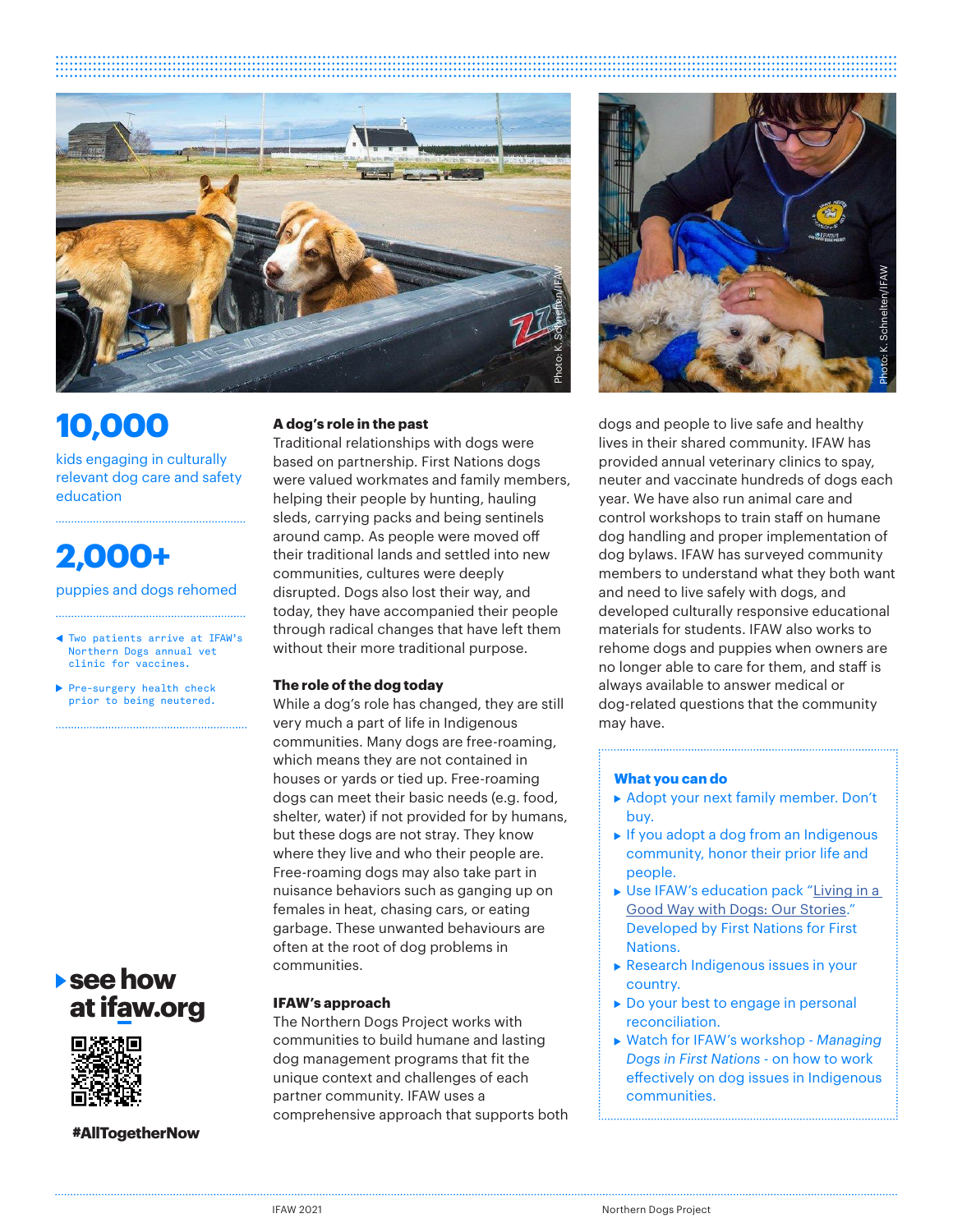**10,000**

kids engaging in culturally relevant dog care and safety education

**2,000+**

puppies and dogs rehomed

◀ Two patients arrive at IFAW's Northern Dogs annual vet clinic for vaccines.

▶ Pre-surgery health check prior to being neutered.

Photo: K. Schnelten/IFAW

Photo: K. Schnelten/IFAW

### A dog's role in the past

Traditional relationships with dogs were based on partnership. First Nations dogs were valued workmates and family members, helping their people by hunting, hauling sleds, carrying packs and being sentinels around camp. As people were moved off their traditional lands and settled into new communities, cultures were deeply disrupted. Dogs also lost their way, and today, they have accompanied their people through radical changes that have left them without their more traditional purpose.

### The role of the dog today

While a dog's role has changed, they are still very much a part of life in Indigenous communities. Many dogs are free-roaming, which means they are not contained in houses or yards or tied up. Free-roaming dogs can meet their basic needs (e.g. food, shelter, water) if not provided for by humans, but these dogs are not stray. They know where they live and who their people are. Free-roaming dogs may also take part in nuisance behaviors such as ganging up on females in heat, chasing cars, or eating garbage. These unwanted behaviours are often at the root of dog problems in communities.

### IFAW's approach

The Northern Dogs Project works with communities to build humane and lasting dog management programs that fit the unique context and challenges of each partner community. IFAW uses a comprehensive approach that supports both dogs and people to live safe and healthy lives in their shared community. IFAW has provided annual veterinary clinics to spay, neuter and vaccinate hundreds of dogs each year. We have also run animal care and control workshops to train staff on humane dog handling and proper implementation of dog bylaws. IFAW has surveyed community members to understand what they both want and need to live safely with dogs, and developed culturally responsive educational materials for students. IFAW also works to rehome dogs and puppies when owners are no longer able to care for them, and staff is always available to answer medical or dog-related questions that the community may have.

### What you can do

- Adopt your next family member. Don't buy.
- If you adopt a dog from an Indigenous community, honor their prior life and people.
- Use IFAW's education pack "Living in a Good Way with Dogs: Our Stories." Developed by First Nations for First Nations.
- Research Indigenous issues in your country.
- Do your best to engage in personal reconciliation.
- Watch for IFAW's workshop - *Managing Dogs in First Nations* - on how to effectively on dog issues in Indigenous communities.

**▶ see how at ifaw.org**

**#AllTogetherNow**